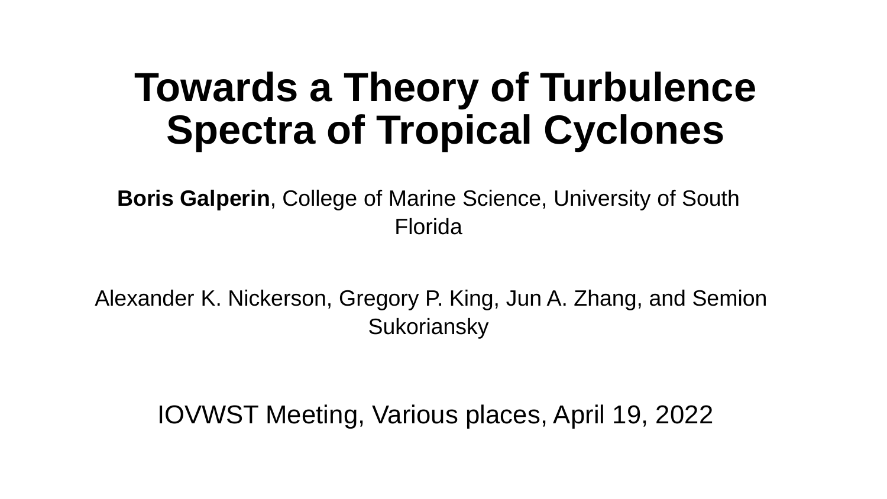# Towards a Theory of Turbulence Spectra of Tropical Cyclones

**Boris Galperin**, College of Marine Science, University of South Florida

Alexander K. Nickerson, Gregory P. King, Jun A. Zhang, and Semion Sukoriansky

IOVWST Meeting, Various places, April 19, 2022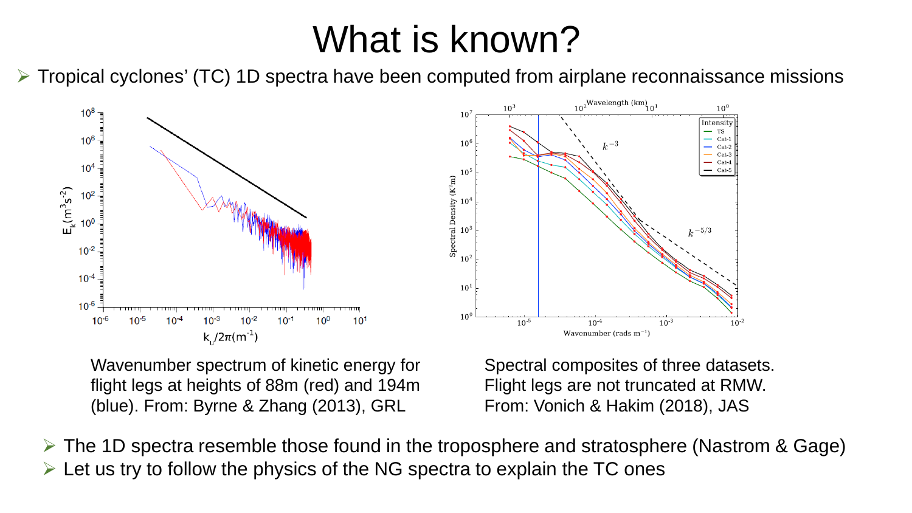# What is known?

- Tropical cyclones' (TC) 1D spectra have been computed from airplane reconnaissance missions

Wavenumber spectrum of kinetic energy for flight legs at heights of 88m (red) and 194m (blue). From: Byrne & Zhang (2013), GRL

Spectral composites of three datasets. Flight legs are not truncated at RMW. From: Vonich & Hakim (2018), JAS

- The 1D spectra resemble those found in the troposphere and stratosphere (Nastrom & Gage)
- Let us try to follow the physics of the NG spectra to explain the TC ones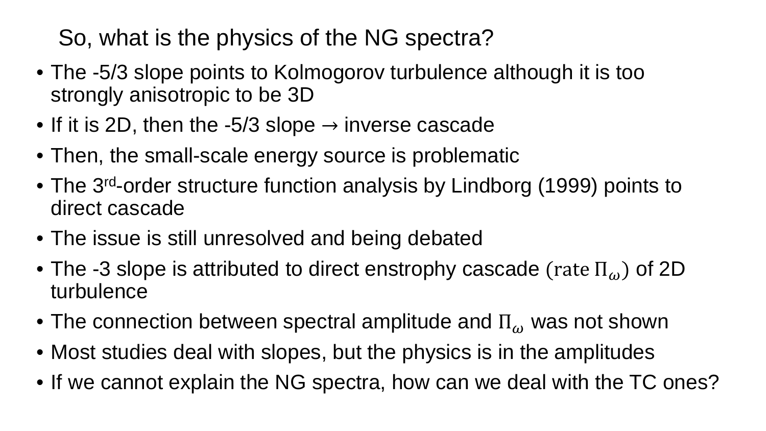# So, what is the physics of the NG spectra?

- The -5/3 slope points to Kolmogorov turbulence although it is too strongly anisotropic to be 3D
- If it is 2D, then the -5/3 slope → inverse cascade
- Then, the small-scale energy source is problematic
- The 3rd-order structure function analysis by Lindborg (1999) points to direct cascade
- The issue is still unresolved and being debated
- The -3 slope is attributed to direct enstrophy cascade $(\mathrm{rate}\ \Pi_\omega)$ of 2D turbulence
- The connection between spectral amplitude and $\Pi_\omega$ was not shown
- Most studies deal with slopes, but the physics is in the amplitudes
- If we cannot explain the NG spectra, how can we deal with the TC ones?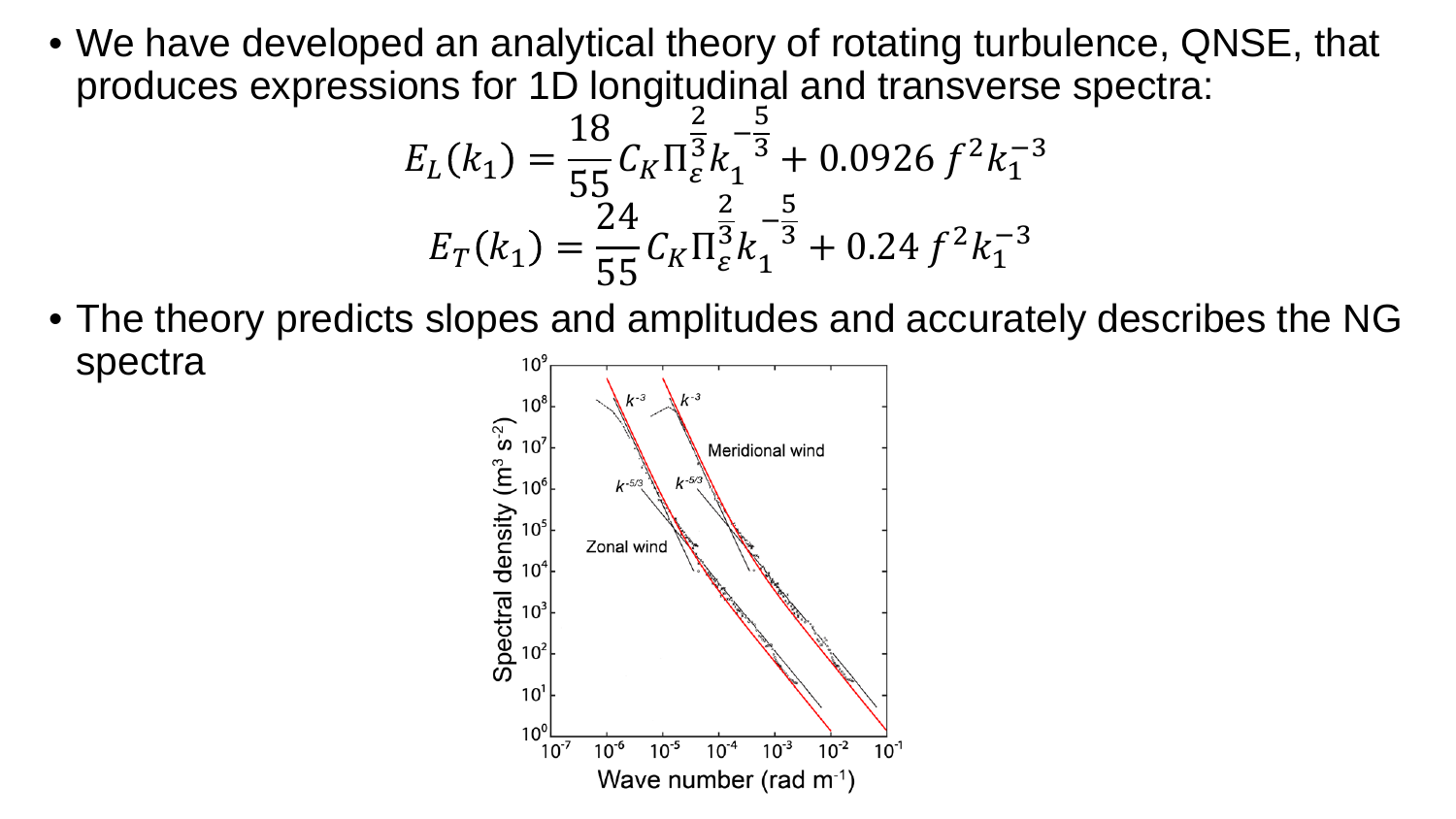- We have developed an analytical theory of rotating turbulence, QNSE, that produces expressions for 1D longitudinal and transverse spectra:

$$E_L(k_1) = \frac{18}{55} C_K \Pi_\varepsilon^{\frac{2}{3}} k_1^{-\frac{5}{3}} + 0.0926\, f^2 k_1^{-3}$$

$$E_T(k_1) = \frac{24}{55} C_K \Pi_\varepsilon^{\frac{2}{3}} k_1^{-\frac{5}{3}} + 0.24\, f^2 k_1^{-3}$$

- The theory predicts slopes and amplitudes and accurately describes the NG spectra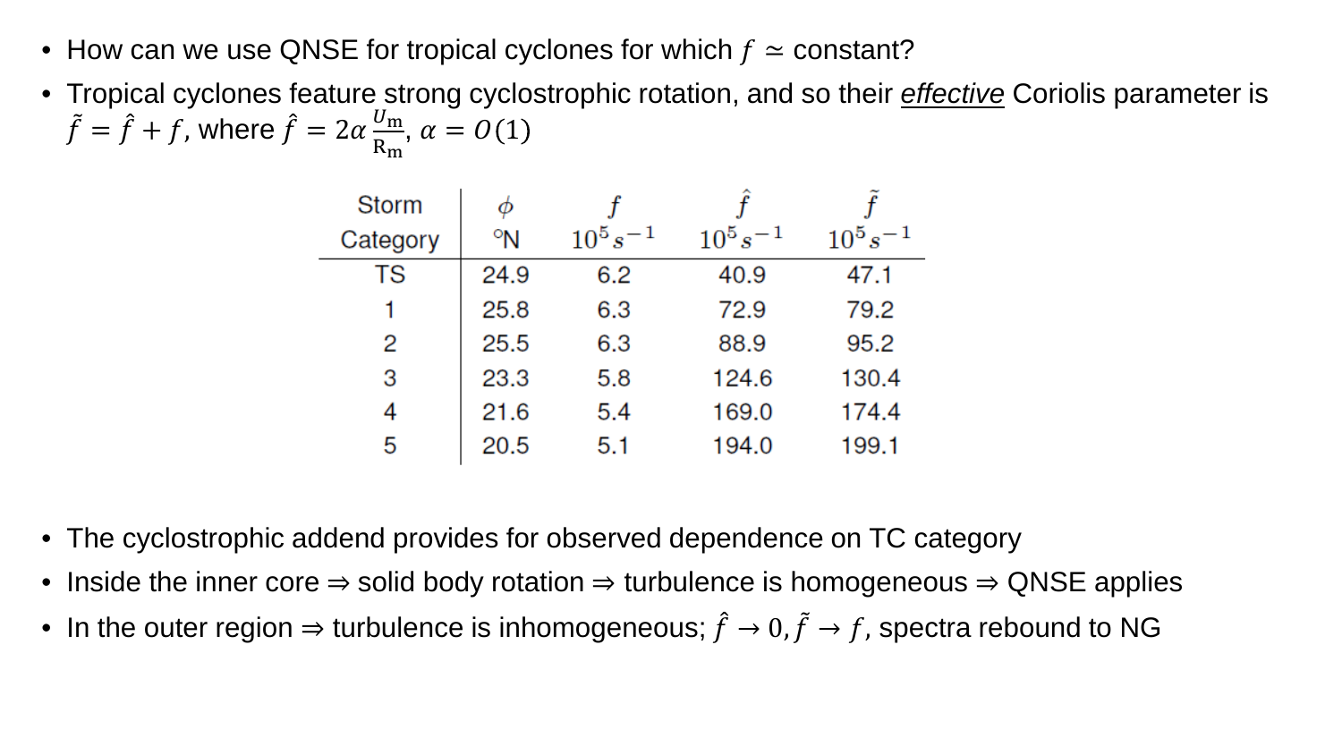- How can we use QNSE for tropical cyclones for which $f \simeq$ constant?
- Tropical cyclones feature strong cyclostrophic rotation, and so their *effective* Coriolis parameter is $\tilde{f} = \hat{f} + f$, where $\hat{f} = 2\alpha \frac{U_{\mathrm{m}}}{\mathrm{R_m}}$, $\alpha = O(1)$

| Storm Category | $\phi$ °N | $f$ $10^5 s^{-1}$ | $\hat{f}$ $10^5 s^{-1}$ | $\tilde{f}$ $10^5 s^{-1}$ |
|---|---|---|---|---|
| TS | 24.9 | 6.2 | 40.9 | 47.1 |
| 1 | 25.8 | 6.3 | 72.9 | 79.2 |
| 2 | 25.5 | 6.3 | 88.9 | 95.2 |
| 3 | 23.3 | 5.8 | 124.6 | 130.4 |
| 4 | 21.6 | 5.4 | 169.0 | 174.4 |
| 5 | 20.5 | 5.1 | 194.0 | 199.1 |

- The cyclostrophic addend provides for observed dependence on TC category
- Inside the inner core ⇒ solid body rotation ⇒ turbulence is homogeneous ⇒ QNSE applies
- In the outer region ⇒ turbulence is inhomogeneous; $\hat{f} \to 0, \tilde{f} \to f$, spectra rebound to NG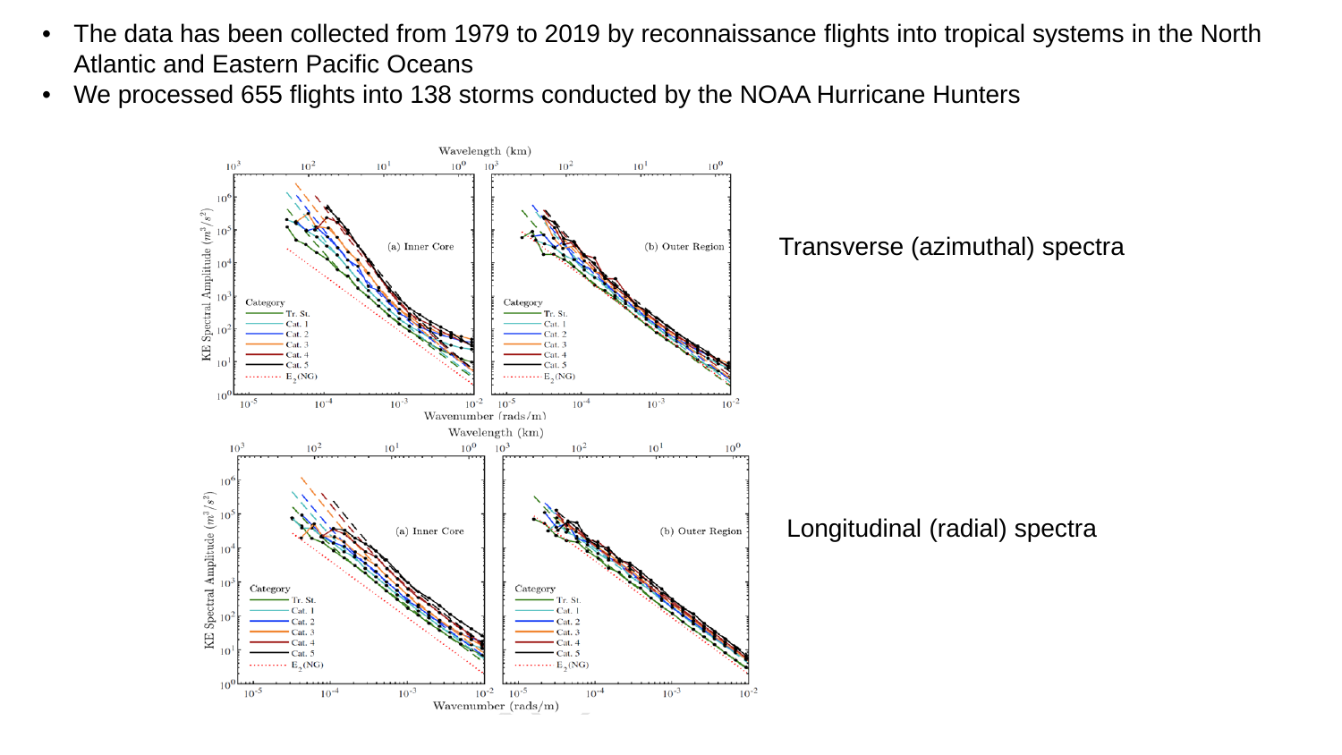- The data has been collected from 1979 to 2019 by reconnaissance flights into tropical systems in the North Atlantic and Eastern Pacific Oceans
- We processed 655 flights into 138 storms conducted by the NOAA Hurricane Hunters

Transverse (azimuthal) spectra

Longitudinal (radial) spectra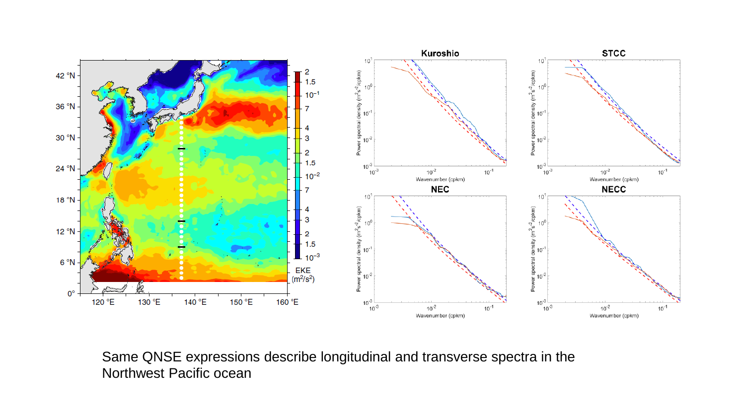Same QNSE expressions describe longitudinal and transverse spectra in the Northwest Pacific ocean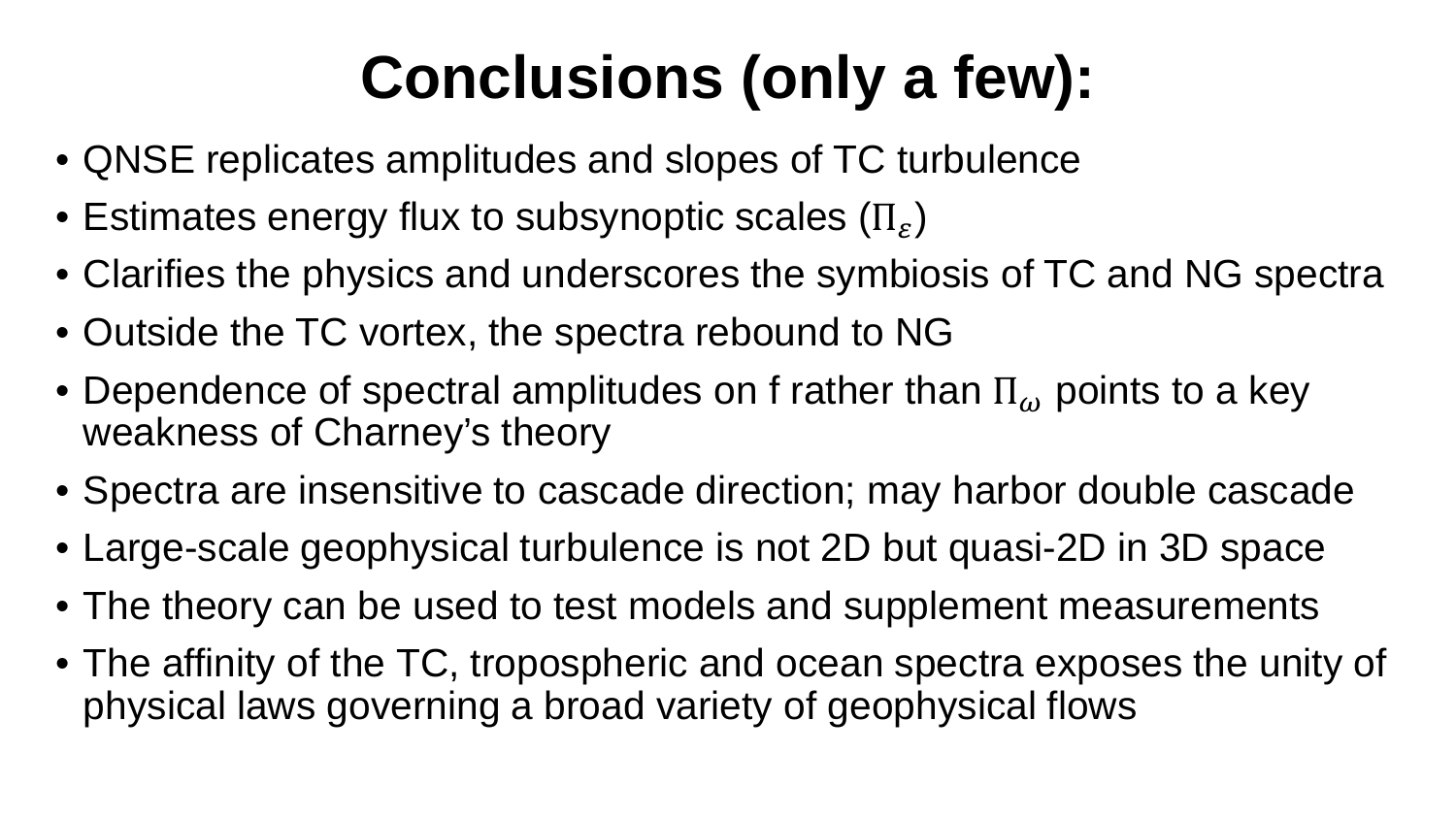# Conclusions (only a few):

- QNSE replicates amplitudes and slopes of TC turbulence
- Estimates energy flux to subsynoptic scales ($\Pi_\varepsilon$)
- Clarifies the physics and underscores the symbiosis of TC and NG spectra
- Outside the TC vortex, the spectra rebound to NG
- Dependence of spectral amplitudes on f rather than $\Pi_\omega$ points to a key weakness of Charney's theory
- Spectra are insensitive to cascade direction; may harbor double cascade
- Large-scale geophysical turbulence is not 2D but quasi-2D in 3D space
- The theory can be used to test models and supplement measurements
- The affinity of the TC, tropospheric and ocean spectra exposes the unity of physical laws governing a broad variety of geophysical flows